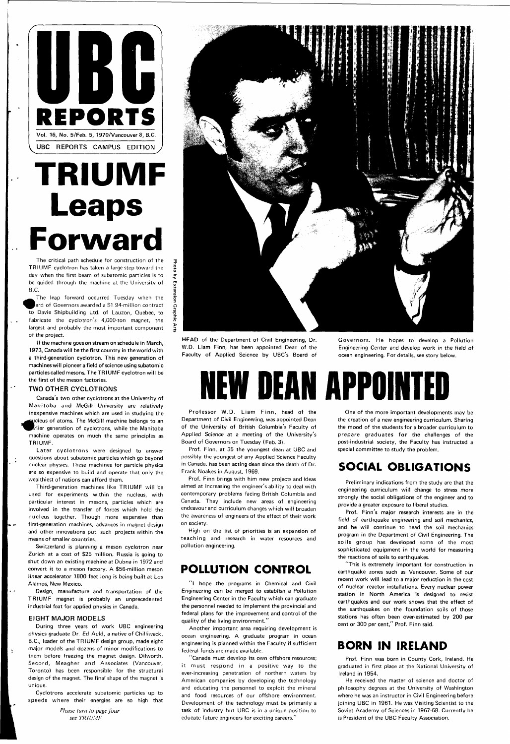# UBC REPORTS

Vol. 16, No. 5/Feb. 5, 1970/Vancouver 8, B.C.

UBC REPORTS CAMPUS EDITION

# TRIUMF Leaps Forward

The critical path schedule for construction of the TRIUMF cyclotron has taken a large step toward the day when the first beam of subatomic particles is to be guided through the machine at the University of B.C.

The leap forward occurred Tuesday when the Board of Governors awarded a $1.94-million contract to Davie Shipbuilding Ltd. of Lauzon, Quebec, to fabricate the cyclotron's 4,000-ton magnet, the largest and probably the most important component of the project.

**If the machine goes on stream on schedule in March, 1973, Canada will be the first country in the world with a third-generation cyclotron. This new generation of machines will pioneer a field of science using subatomic particles called mesons. The TRIUMF cyclotron will be the first of the meson factories.**

### TWO OTHER CYCLOTRONS

Canada's two other cyclotrons at the University of Manitoba and McGill University are relatively inexpensive machines which are used in studying the nucleus of atoms. The McGill machine belongs to an earlier generation of cyclotrons, while the Manitoba machine operates on much the same principles as TRIUMF.

Later cyclotrons were designed to answer questions about subatomic particles which go beyond nuclear physics. These machines for particle physics are so expensive to build and operate that only the wealthiest of nations can afford them.

Third-generation machines like TRIUMF will be used for experiments within the nucleus, with particular interest in mesons, particles which are involved in the transfer of forces which hold the nucleus together. Though more expensive than first-generation machines, advances in magnet design and other innovations put such projects within the means of smaller countries.

Switzerland is planning a meson cyclotron near Zurich at a cost of $25 million. Russia is going to shut down an existing machine at Dubna in 1972 and convert it to a meson factory. A $56-million meson linear accelerator 1800 feet long is being built at Los Alamos, New Mexico.

Design, manufacture and transportation of the TRIUMF magnet is probably an unprecedented industrial feat for applied physics in Canada.

### EIGHT MAJOR MODELS

During three years of work UBC engineering physics graduate Dr. Ed Auld, a native of Chilliwack, B.C., leader of the TRIUMF design group, made eight major models and dozens of minor modifications to them before freezing the magnet design. Dilworth, Secord, Meagher and Associates (Vancouver, Toronto) has been responsible for the structural design of the magnet. The final shape of the magnet is unique.

Cyclotrons accelerate subatomic particles up to speeds where their energies are so high that

*Please turn to page four see TRIUMF*

Photo by Extension Graphic Arts

**HEAD** of the Department of Civil Engineering, Dr. W.D. Liam Finn, has been appointed Dean of the Faculty of Applied Science by UBC's Board of Governors. He hopes to develop a Pollution Engineering Center and develop work in the field of ocean engineering. For details, see story below.

# NEW DEAN APPOINTED

Professor W.D. Liam Finn, head of the Department of Civil Engineering, was appointed Dean of the University of British Columbia's Faculty of Applied Science at a meeting of the University's Board of Governors on Tuesday (Feb. 3).

Prof. Finn, at 35 the youngest dean at UBC and possibly the youngest of any Applied Science Faculty in Canada, has been acting dean since the death of Dr. Frank Noakes in August, 1969.

Prof. Finn brings with him new projects and ideas aimed at increasing the engineer's ability to deal with contemporary problems facing British Columbia and Canada. They include new areas of engineering endeavour and curriculum changes which will broaden the awareness of engineers of the effect of their work on society.

High on the list of priorities is an expansion of teaching and research in water resources and pollution engineering.

## POLLUTION CONTROL

"I hope the programs in Chemical and Civil Engineering can be merged to establish a Pollution Engineering Center in the Faculty which can graduate the personnel needed to implement the provincial and federal plans for the improvement and control of the quality of the living environment."

Another important area requiring development is ocean engineering. A graduate program in ocean engineering is planned within the Faculty if sufficient federal funds are made available.

"Canada must develop its own offshore resources; it must respond in a positive way to the ever-increasing penetration of northern waters by American companies by developing the technology and educating the personnel to exploit the mineral and food resources of our offshore environment. Development of the technology must be primarily a task of industry but UBC is in a unique position to educate future engineers for exciting careers."

One of the more important developments may be the creation of a new engineering curriculum. Sharing the mood of the students for a broader curriculum to prepare graduates for the challenges of the post-industrial society, the Faculty has instructed a special committee to study the problem.

## SOCIAL OBLIGATIONS

Preliminary indications from the study are that the engineering curriculum will change to stress more strongly the social obligations of the engineer and to provide a greater exposure to liberal studies.

Prof. Finn's major research interests are in the field of earthquake engineering and soil mechanics, and he will continue to head the soil mechanics program in the Department of Civil Engineering. The soils group has developed some of the most sophisticated equipment in the world for measuring the reactions of soils to earthquakes.

"This is extremely important for construction in earthquake zones such as Vancouver. Some of our recent work will lead to a major reduction in the cost of nuclear reactor installations. Every nuclear power station in North America is designed to resist earthquakes and our work shows that the effect of the earthquakes on the foundation soils of those stations has often been over-estimated by 200 per cent or 300 per cent," Prof. Finn said.

## BORN IN IRELAND

Prof. Finn was born in County Cork, Ireland. He graduated in first place at the National University of Ireland in 1954.

He received the master of science and doctor of philosophy degrees at the University of Washington where he was an instructor in Civil Engineering before joining UBC in 1961. He was Visiting Scientist to the Soviet Academy of Sciences in 1967-68. Currently he is President of the UBC Faculty Association.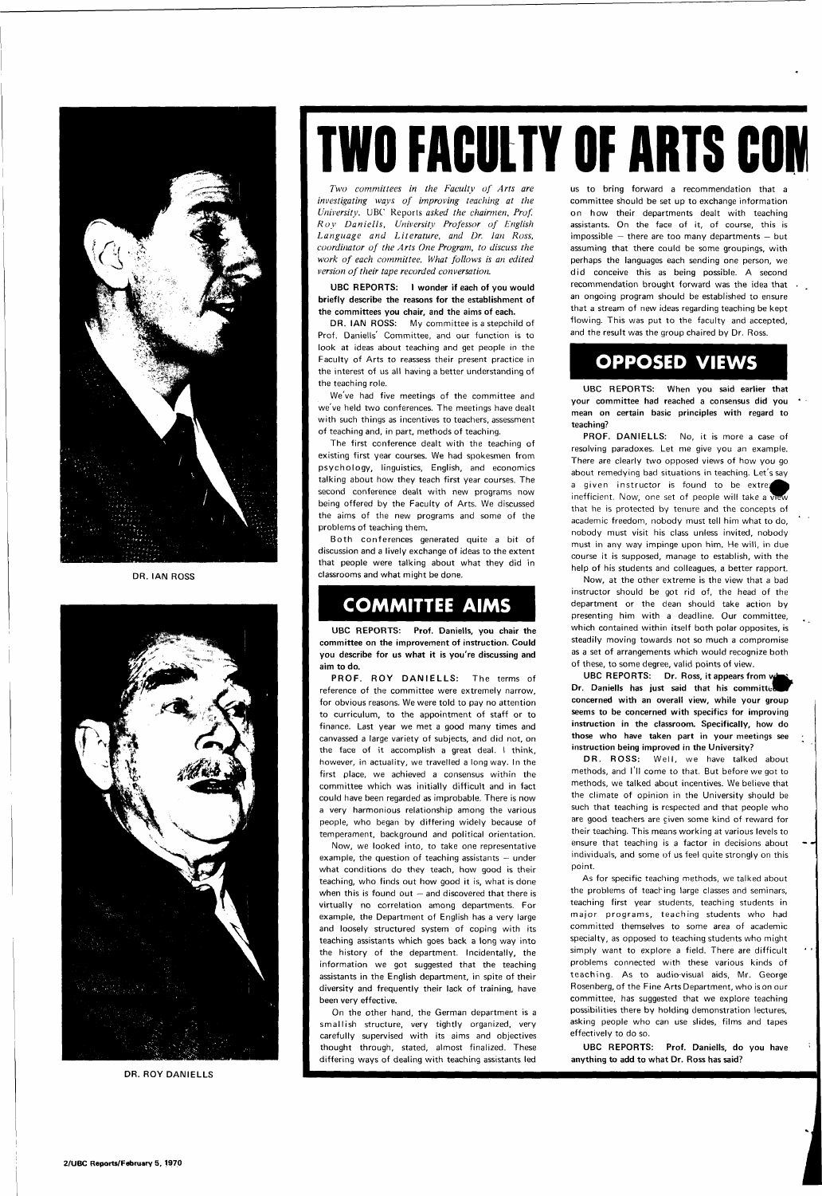# TWO FACULTY OF ARTS COM

*Two committees in the Faculty of Arts are investigating ways of improving teaching at the University. UBC Reports asked the chairmen, Prof. Roy Daniells, University Professor of English Language and Literature, and Dr. Ian Ross, coordinator of the Arts One Program, to discuss the work of each committee. What follows is an edited version of their tape recorded conversation.*

DR. IAN ROSS

DR. ROY DANIELLS

**UBC REPORTS: I wonder if each of you would briefly describe the reasons for the establishment of the committees you chair, and the aims of each.**

DR. IAN ROSS: My committee is a stepchild of Prof. Daniells' Committee, and our function is to look at ideas about teaching and get people in the Faculty of Arts to reassess their present practice in the interest of us all having a better understanding of the teaching role.

We've had five meetings of the committee and we've held two conferences. The meetings have dealt with such things as incentives to teachers, assessment of teaching and, in part, methods of teaching.

The first conference dealt with the teaching of existing first year courses. We had spokesmen from psychology, linguistics, English, and economics talking about how they teach first year courses. The second conference dealt with new programs now being offered by the Faculty of Arts. We discussed the aims of the new programs and some of the problems of teaching them.

Both conferences generated quite a bit of discussion and a lively exchange of ideas to the extent that people were talking about what they did in classrooms and what might be done.

## COMMITTEE AIMS

**UBC REPORTS: Prof. Daniells, you chair the committee on the improvement of instruction. Could you describe for us what it is you're discussing and aim to do.**

PROF. ROY DANIELLS: The terms of reference of the committee were extremely narrow, for obvious reasons. We were told to pay no attention to curriculum, to the appointment of staff or to finance. Last year we met a good many times and canvassed a large variety of subjects, and did not, on the face of it accomplish a great deal. I think, however, in actuality, we travelled a long way. In the first place, we achieved a consensus within the committee which was initially difficult and in fact could have been regarded as improbable. There is now a very harmonious relationship among the various people, who began by differing widely because of temperament, background and political orientation.

Now, we looked into, to take one representative example, the question of teaching assistants — under what conditions do they teach, how good is their teaching, who finds out how good it is, what is done when this is found out — and discovered that there is virtually no correlation among departments. For example, the Department of English has a very large and loosely structured system of coping with its teaching assistants which goes back a long way into the history of the department. Incidentally, the information we got suggested that the teaching assistants in the English department, in spite of their diversity and frequently their lack of training, have been very effective.

On the other hand, the German department is a smallish structure, very tightly organized, very carefully supervised with its aims and objectives thought through, stated, almost finalized. These differing ways of dealing with teaching assistants led us to bring forward a recommendation that a committee should be set up to exchange information on how their departments dealt with teaching assistants. On the face of it, of course, this is impossible — there are too many departments — but assuming that there could be some groupings, with perhaps the languages each sending one person, we did conceive this as being possible. A second recommendation brought forward was the idea that an ongoing program should be established to ensure that a stream of new ideas regarding teaching be kept flowing. This was put to the faculty and accepted, and the result was the group chaired by Dr. Ross.

## OPPOSED VIEWS

**UBC REPORTS: When you said earlier that your committee had reached a consensus did you mean on certain basic principles with regard to teaching?**

PROF. DANIELLS: No, it is more a case of resolving paradoxes. Let me give you an example. There are clearly two opposed views of how you go about remedying bad situations in teaching. Let's say a given instructor is found to be extremely inefficient. Now, one set of people will take a view that he is protected by tenure and the concepts of academic freedom, nobody must tell him what to do, nobody must visit his class unless invited, nobody must in any way impinge upon him. He will, in due course it is supposed, manage to establish, with the help of his students and colleagues, a better rapport.

Now, at the other extreme is the view that a bad instructor should be got rid of, the head of the department or the dean should take action by presenting him with a deadline. Our committee, which contained within itself both polar opposites, is steadily moving towards not so much a compromise as a set of arrangements which would recognize both of these, to some degree, valid points of view.

**UBC REPORTS: Dr. Ross, it appears from what Dr. Daniells has just said that his committee is concerned with an overall view, while your group seems to be concerned with specifics for improving instruction in the classroom. Specifically, how do those who have taken part in your meetings see instruction being improved in the University?**

DR. ROSS: Well, we have talked about methods, and I'll come to that. But before we got to methods, we talked about incentives. We believe that the climate of opinion in the University should be such that teaching is respected and that people who are good teachers are given some kind of reward for their teaching. This means working at various levels to ensure that teaching is a factor in decisions about individuals, and some of us feel quite strongly on this point.

As for specific teaching methods, we talked about the problems of teaching large classes and seminars, teaching first year students, teaching students in major programs, teaching students who had committed themselves to some area of academic specialty, as opposed to teaching students who might simply want to explore a field. There are difficult problems connected with these various kinds of teaching. As to audio-visual aids, Mr. George Rosenberg, of the Fine Arts Department, who is on our committee, has suggested that we explore teaching possibilities there by holding demonstration lectures, asking people who can use slides, films and tapes effectively to do so.

**UBC REPORTS: Prof. Daniells, do you have anything to add to what Dr. Ross has said?**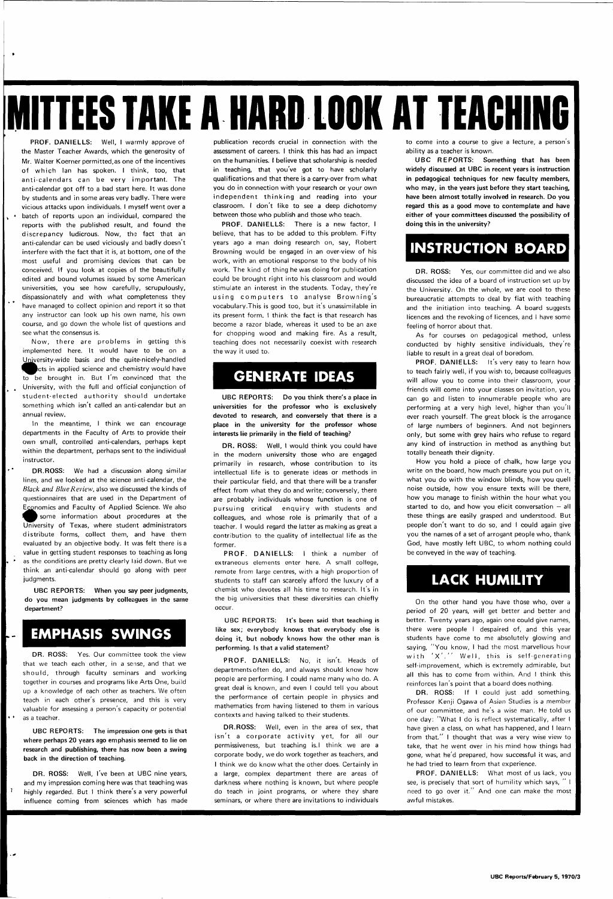# MITTEES TAKE A HARD LOOK AT TEACHING

**PROF. DANIELLS:** Well, I warmly approve of the Master Teacher Awards, which the generosity of Mr. Walter Koerner permitted, as one of the incentives of which Ian has spoken. I think, too, that anti-calendars can be very important. The anti-calendar got off to a bad start here. It was done by students and in some areas very badly. There were vicious attacks upon individuals. I myself went over a batch of reports upon an individual, compared the reports with the published result, and found the discrepancy ludicrous. Now, the fact that an anti-calendar can be used viciously and badly doesn't interfere with the fact that it is, at bottom, one of the most useful and promising devices that can be conceived. If you look at copies of the beautifully edited and bound volumes issued by some American universities, you see how carefully, scrupulously, dispassionately and with what completeness they have managed to collect opinion and report it so that any instructor can look up his own name, his own course, and go down the whole list of questions and see what the consensus is.

Now, there are problems in getting this implemented here. It would have to be on a University-wide basis and the quite-nicely-handled projects in applied science and chemistry would have to be brought in. But I'm convinced that the University, with the full and official conjunction of student-elected authority should undertake something which isn't called an anti-calendar but an annual review.

In the meantime, I think we can encourage departments in the Faculty of Arts to provide their own small, controlled anti-calendars, perhaps kept within the department, perhaps sent to the individual instructor.

**DR. ROSS:** We had a discussion along similar lines, and we looked at the science anti-calendar, the *Black and Blue Review*, also we discussed the kinds of questionnaires that are used in the Department of Economics and Faculty of Applied Science. We also got some information about procedures at the University of Texas, where student administrators distribute forms, collect them, and have them evaluated by an objective body. It was felt there is a value in getting student responses to teaching as long as the conditions are pretty clearly laid down. But we think an anti-calendar should go along with peer judgments.

**UBC REPORTS: When you say peer judgments, do you mean judgments by colleagues in the same department?**

## EMPHASIS SWINGS

**DR. ROSS:** Yes. Our committee took the view that we teach each other, in a sense, and that we should, through faculty seminars and working together in courses and programs like Arts One, build up a knowledge of each other as teachers. We often teach in each other's presence, and this is very valuable for assessing a person's capacity or potential as a teacher.

**UBC REPORTS: The impression one gets is that where perhaps 20 years ago emphasis seemed to lie on research and publishing, there has now been a swing back in the direction of teaching.**

**DR. ROSS:** Well, I've been at UBC nine years, and my impression coming here was that teaching was highly regarded. But I think there's a very powerful influence coming from sciences which has made publication records crucial in connection with the assessment of careers. I think this has had an impact on the humanities. I believe that scholarship is needed in teaching, that you've got to have scholarly qualifications and that there is a carry-over from what you do in connection with your research or your own independent thinking and reading into your classroom. I don't like to see a deep dichotomy between those who publish and those who teach.

**PROF. DANIELLS:** There is a new factor, I believe, that has to be added to this problem. Fifty years ago a man doing research on, say, Robert Browning would be engaged in an over-view of his work, with an emotional response to the body of his work. The kind of thing he was doing for publication could be brought right into his classroom and would stimulate an interest in the students. Today, they're using computers to analyse Browning's vocabulary. This is good too, but it's unassimilable in its present form. I think the fact is that research has become a razor blade, whereas it used to be an axe for chopping wood and making fire. As a result, teaching does not necessarily coexist with research the way it used to.

## GENERATE IDEAS

**UBC REPORTS: Do you think there's a place in universities for the professor who is exclusively devoted to research, and conversely that there is a place in the university for the professor whose interests lie primarily in the field of teaching?**

**DR. ROSS:** Well, I would think you could have in the modern university those who are engaged primarily in research, whose contribution to its intellectual life is to generate ideas or methods in their particular field, and that there will be a transfer effect from what they do and write; conversely, there are probably individuals whose function is one of pursuing critical enquiry with students and colleagues, and whose role is primarily that of a teacher. I would regard the latter as making as great a contribution to the quality of intellectual life as the former.

**PROF. DANIELLS:** I think a number of extraneous elements enter here. A small college, remote from large centres, with a high proportion of students to staff can scarcely afford the luxury of a chemist who devotes all his time to research. It's in the big universities that these diversities can chiefly occur.

**UBC REPORTS: It's been said that teaching is like sex; everybody knows that everybody else is doing it, but nobody knows how the other man is performing. Is that a valid statement?**

**PROF. DANIELLS:** No, it isn't. Heads of departments often do, and always should know how people are performing. I could name many who do. A great deal is known, and even I could tell you about the performance of certain people in physics and mathematics from having listened to them in various contexts and having talked to their students.

**DR. ROSS:** Well, even in the area of sex, that isn't a corporate activity yet, for all our permissiveness, but teaching is. I think we are a corporate body, we do work together as teachers, and I think we do know what the other does. Certainly in a large, complex department there are areas of darkness where nothing is known, but where people do teach in joint programs, or where they share seminars, or where there are invitations to individuals to come into a course to give a lecture, a person's ability as a teacher is known.

**UBC REPORTS: Something that has been widely discussed at UBC in recent years is instruction in pedagogical techniques for new faculty members, who may, in the years just before they start teaching, have been almost totally involved in research. Do you regard this as a good move to contemplate and have either of your committees discussed the possibility of doing this in the university?**

## INSTRUCTION BOARD

**DR. ROSS:** Yes, our committee did and we also discussed the idea of a board of instruction set up by the University. On the whole, we are cool to these bureaucratic attempts to deal by fiat with teaching and the initiation into teaching. A board suggests licences and the revoking of licences, and I have some feeling of horror about that.

As for courses on pedagogical method, unless conducted by highly sensitive individuals, they're liable to result in a great deal of boredom.

**PROF. DANIELLS:** It's very easy to learn how to teach fairly well, if you wish to, because colleagues will allow you to come into their classroom, your friends will come into your classes on invitation, you can go and listen to innumerable people who are performing at a very high level, higher than you'll ever reach yourself. The great block is the arrogance of large numbers of beginners. And not beginners only, but some with grey hairs who refuse to regard any kind of instruction in method as anything but totally beneath their dignity.

How you hold a piece of chalk, how large you write on the board, how much pressure you put on it, what you do with the window blinds, how you quell noise outside, how you ensure texts will be there, how you manage to finish within the hour what you started to do so, and how you elicit conversation — all these things are easily grasped and understood. But people don't want to do so, and I could again give you the names of a set of arrogant people who, thank God, have mostly left UBC, to whom nothing could be conveyed in the way of teaching.

## LACK HUMILITY

On the other hand you have those who, over a period of 20 years, will get better and better and better. Twenty years ago, again one could give names, there were people I despaired of, and this year students have come to me absolutely glowing and saying, "You know, I had the most marvellous hour with 'X'." Well, this is self-generating self-improvement, which is extremely admirable, but all this has to come from within. And I think this reinforces Ian's point that a board does nothing.

**DR. ROSS:** If I could just add something. Professor Kenji Ogawa of Asian Studies is a member of our committee, and he's a wise man. He told us one day: "What I do is reflect systematically, after I have given a class, on what has happened, and I learn from that." I thought that was a very wise view to take, that he went over in his mind how things had gone, what he'd prepared, how successful it was, and he had tried to learn from that experience.

**PROF. DANIELLS:** What most of us lack, you see, is precisely that sort of humility which says, "I need to go over it." And one can make the most awful mistakes.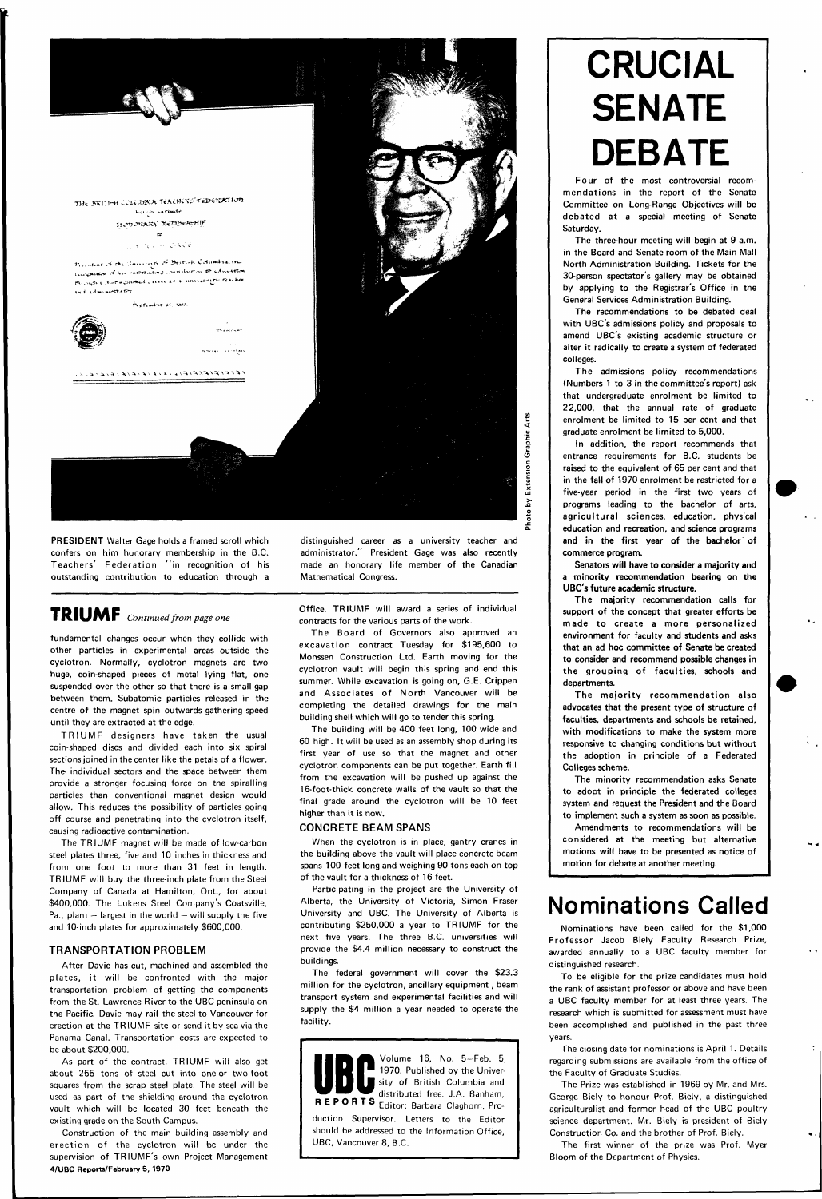PRESIDENT Walter Gage holds a framed scroll which confers on him honorary membership in the B.C. Teachers' Federation "in recognition of his outstanding contribution to education through a distinguished career as a university teacher and administrator." President Gage was also recently made an honorary life member of the Canadian Mathematical Congress.

Photo by Extension Graphic Arts

# TRIUMF *Continued from page one*

fundamental changes occur when they collide with other particles in experimental areas outside the cyclotron. Normally, cyclotron magnets are two huge, coin-shaped pieces of metal lying flat, one suspended over the other so that there is a small gap between them. Subatomic particles released in the centre of the magnet spin outwards gathering speed until they are extracted at the edge.

TRIUMF designers have taken the usual coin-shaped discs and divided each into six spiral sections joined in the center like the petals of a flower. The individual sectors and the space between them provide a stronger focusing force on the spiralling particles than conventional magnet design would allow. This reduces the possibility of particles going off course and penetrating into the cyclotron itself, causing radioactive contamination.

The TRIUMF magnet will be made of low-carbon steel plates three, five and 10 inches in thickness and from one foot to more than 31 feet in length. TRIUMF will buy the three-inch plate from the Steel Company of Canada at Hamilton, Ont., for about $400,000. The Lukens Steel Company's Coatsville, Pa., plant – largest in the world – will supply the five and 10-inch plates for approximately $600,000.

### TRANSPORTATION PROBLEM

After Davie has cut, machined and assembled the plates, it will be confronted with the major transportation problem of getting the components from the St. Lawrence River to the UBC peninsula on the Pacific. Davie may rail the steel to Vancouver for erection at the TRIUMF site or send it by sea via the Panama Canal. Transportation costs are expected to be about $200,000.

As part of the contract, TRIUMF will also get about 255 tons of steel cut into one-or two-foot squares from the scrap steel plate. The steel will be used as part of the shielding around the cyclotron vault which will be located 30 feet beneath the existing grade on the South Campus.

Construction of the main building assembly and erection of the cyclotron will be under the supervision of TRIUMF's own Project Management Office. TRIUMF will award a series of individual contracts for the various parts of the work.

The Board of Governors also approved an excavation contract Tuesday for $195,600 to Monssen Construction Ltd. Earth moving for the cyclotron vault will begin this spring and end this summer. While excavation is going on, G.E. Crippen and Associates of North Vancouver will be completing the detailed drawings for the main building shell which will go to tender this spring.

The building will be 400 feet long, 100 wide and 60 high. It will be used as an assembly shop during its first year of use so that the magnet and other cyclotron components can be put together. Earth fill from the excavation will be pushed up against the 16-foot-thick concrete walls of the vault so that the final grade around the cyclotron will be 10 feet higher than it is now.

### CONCRETE BEAM SPANS

When the cyclotron is in place, gantry cranes in the building above the vault will place concrete beam spans 100 feet long and weighing 90 tons each on top of the vault for a thickness of 16 feet.

Participating in the project are the University of Alberta, the University of Victoria, Simon Fraser University and UBC. The University of Alberta is contributing $250,000 a year to TRIUMF for the next five years. The three B.C. universities will provide the $4.4 million necessary to construct the buildings.

The federal government will cover the $23.3 million for the cyclotron, ancillary equipment, beam transport system and experimental facilities and will supply the $4 million a year needed to operate the facility.

**UBC REPORTS** Volume 16, No. 5—Feb. 5, 1970. Published by the University of British Columbia and distributed free. J.A. Banham, Editor; Barbara Claghorn, Production Supervisor. Letters to the Editor should be addressed to the Information Office, UBC, Vancouver 8, B.C.

# CRUCIAL SENATE DEBATE

Four of the most controversial recommendations in the report of the Senate Committee on Long-Range Objectives will be debated at a special meeting of Senate Saturday.

The three-hour meeting will begin at 9 a.m. in the Board and Senate room of the Main Mall North Administration Building. Tickets for the 30-person spectator's gallery may be obtained by applying to the Registrar's Office in the General Services Administration Building.

The recommendations to be debated deal with UBC's admissions policy and proposals to amend UBC's existing academic structure or alter it radically to create a system of federated colleges.

The admissions policy recommendations (Numbers 1 to 3 in the committee's report) ask that undergraduate enrolment be limited to 22,000, that the annual rate of graduate enrolment be limited to 15 per cent and that graduate enrolment be limited to 5,000.

In addition, the report recommends that entrance requirements for B.C. students be raised to the equivalent of 65 per cent and that in the fall of 1970 enrolment be restricted for a five-year period in the first two years of programs leading to the bachelor of arts, agricultural sciences, education, physical education and recreation, and science programs and in the first year of the bachelor of commerce program.

**Senators will have to consider a majority and a minority recommendation bearing on the UBC's future academic structure.**

The majority recommendation calls for support of the concept that greater efforts be made to create a more personalized environment for faculty and students and asks that an ad hoc committee of Senate be created to consider and recommend possible changes in the grouping of faculties, schools and departments.

The majority recommendation also advocates that the present type of structure of faculties, departments and schools be retained, with modifications to make the system more responsive to changing conditions but without the adoption in principle of a Federated Colleges scheme.

The minority recommendation asks Senate to adopt in principle the federated colleges system and request the President and the Board to implement such a system as soon as possible.

Amendments to recommendations will be considered at the meeting but alternative motions will have to be presented as notice of motion for debate at another meeting.

# Nominations Called

Nominations have been called for the $1,000 Professor Jacob Biely Faculty Research Prize, awarded annually to a UBC faculty member for distinguished research.

To be eligible for the prize candidates must hold the rank of assistant professor or above and have been a UBC faculty member for at least three years. The research which is submitted for assessment must have been accomplished and published in the past three years.

The closing date for nominations is April 1. Details regarding submissions are available from the office of the Faculty of Graduate Studies.

The Prize was established in 1969 by Mr. and Mrs. George Biely to honour Prof. Biely, a distinguished agriculturalist and former head of the UBC poultry science department. Mr. Biely is president of Biely Construction Co. and the brother of Prof. Biely.

The first winner of the prize was Prof. Myer Bloom of the Department of Physics.